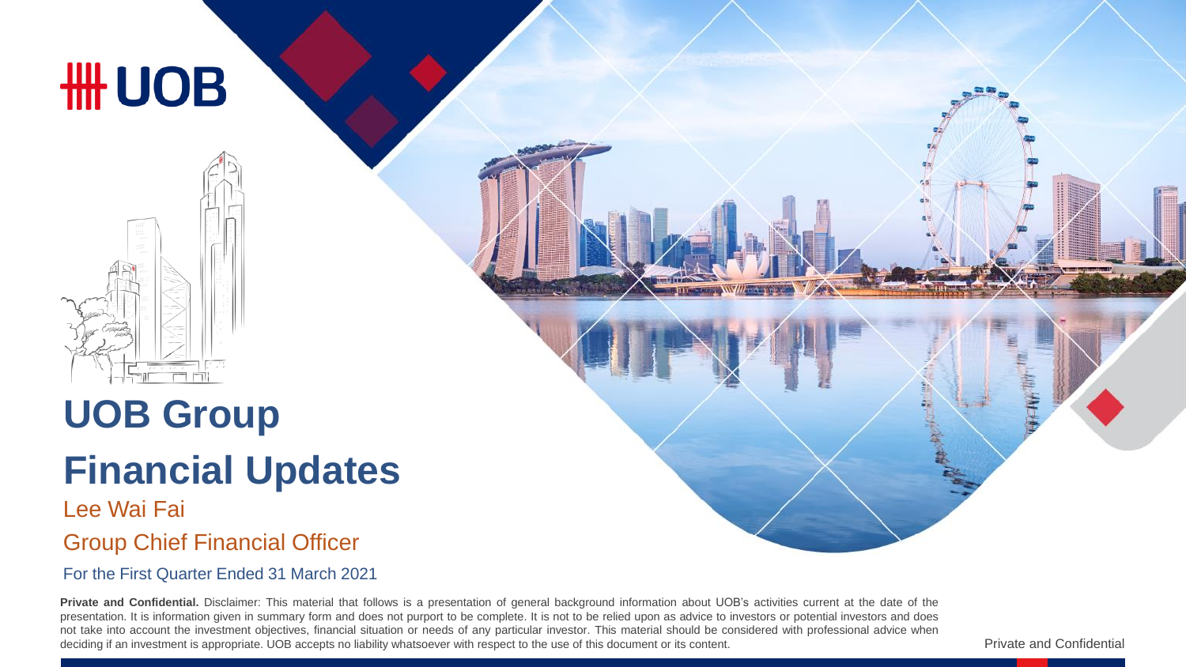# UOB Group

# Financial Updates

Lee Wai Fai

Group Chief Financial Officer

For the First Quarter Ended 31 March 2021

**Private and Confidential.** Disclaimer: This material that follows is a presentation of general background information about UOB's activities current at the date of the presentation. It is information given in summary form and does not purport to be complete. It is not to be relied upon as advice to investors or potential investors and does not take into account the investment objectives, financial situation or needs of any particular investor. This material should be considered with professional advice when deciding if an investment is appropriate. UOB accepts no liability whatsoever with respect to the use of this document or its content.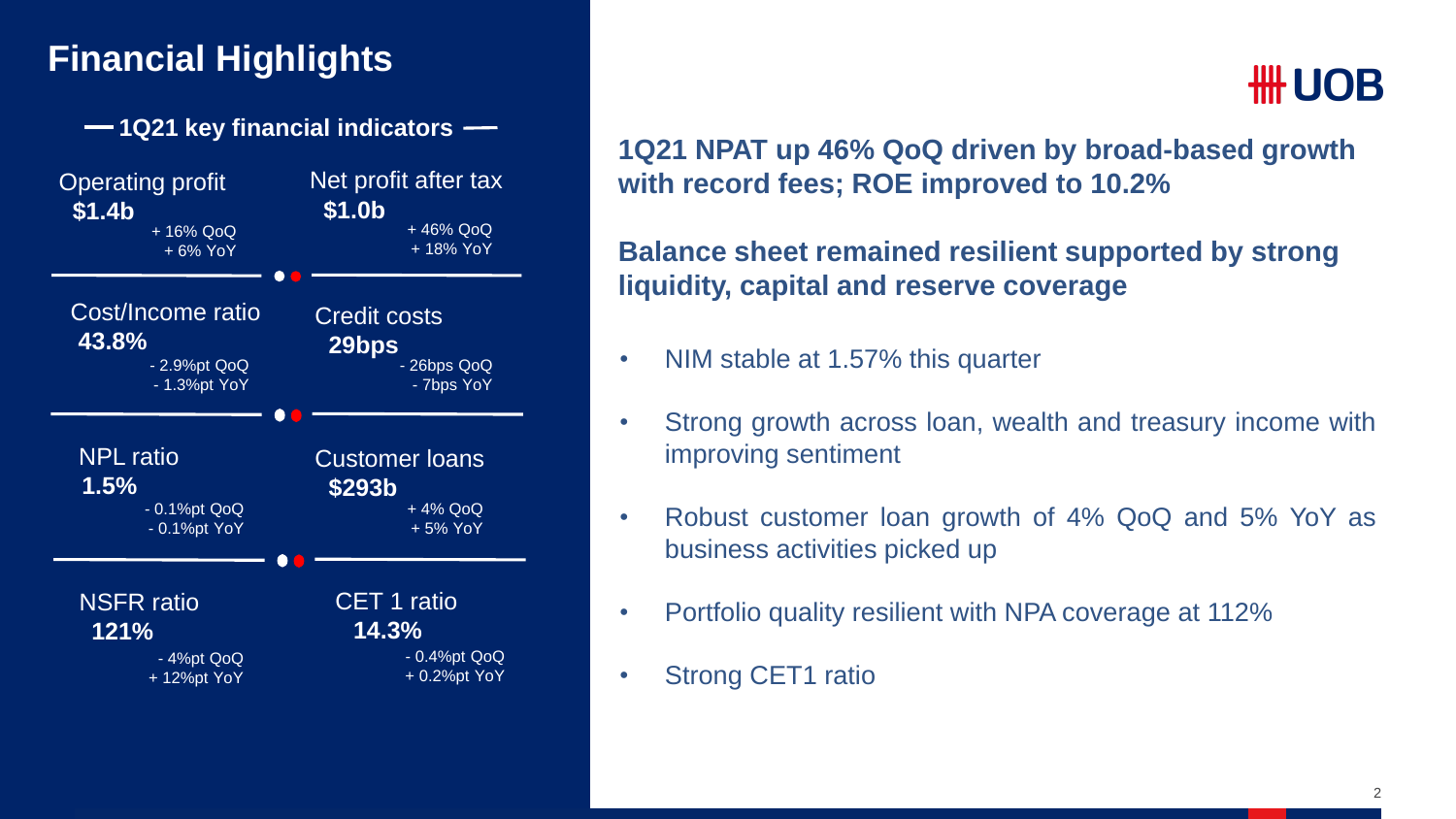# Financial Highlights

## 1Q21 key financial indicators

| Indicator | Value | QoQ | YoY |
| --- | --- | --- | --- |
| Operating profit | $1.4b | + 16% QoQ | + 6% YoY |
| Net profit after tax | $1.0b | + 46% QoQ | + 18% YoY |
| Cost/Income ratio | 43.8% | - 2.9%pt QoQ | - 1.3%pt YoY |
| Credit costs | 29bps | - 26bps QoQ | - 7bps YoY |
| NPL ratio | 1.5% | - 0.1%pt QoQ | - 0.1%pt YoY |
| Customer loans | $293b | + 4% QoQ | + 5% YoY |
| NSFR ratio | 121% | - 4%pt QoQ | + 12%pt YoY |
| CET 1 ratio | 14.3% | - 0.4%pt QoQ | + 0.2%pt YoY |

UOB

**1Q21 NPAT up 46% QoQ driven by broad-based growth with record fees; ROE improved to 10.2%**

**Balance sheet remained resilient supported by strong liquidity, capital and reserve coverage**

- NIM stable at 1.57% this quarter
- Strong growth across loan, wealth and treasury income with improving sentiment
- Robust customer loan growth of 4% QoQ and 5% YoY as business activities picked up
- Portfolio quality resilient with NPA coverage at 112%
- Strong CET1 ratio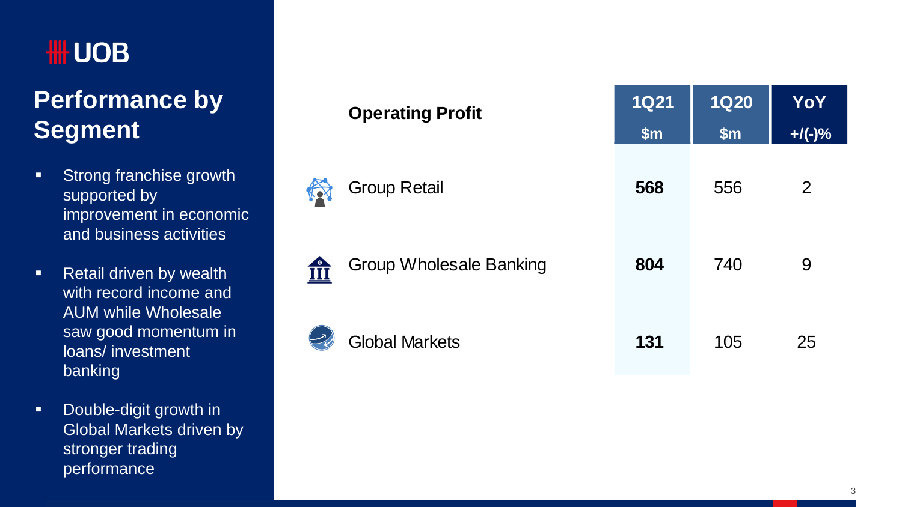UOB

# Performance by Segment

- Strong franchise growth supported by improvement in economic and business activities
- Retail driven by wealth with record income and AUM while Wholesale saw good momentum in loans/ investment banking
- Double-digit growth in Global Markets driven by stronger trading performance

| Operating Profit | 1Q21 $m | 1Q20 $m | YoY +/(-)% |
|---|---|---|---|
| Group Retail | **568** | 556 | 2 |
| Group Wholesale Banking | **804** | 740 | 9 |
| Global Markets | **131** | 105 | 25 |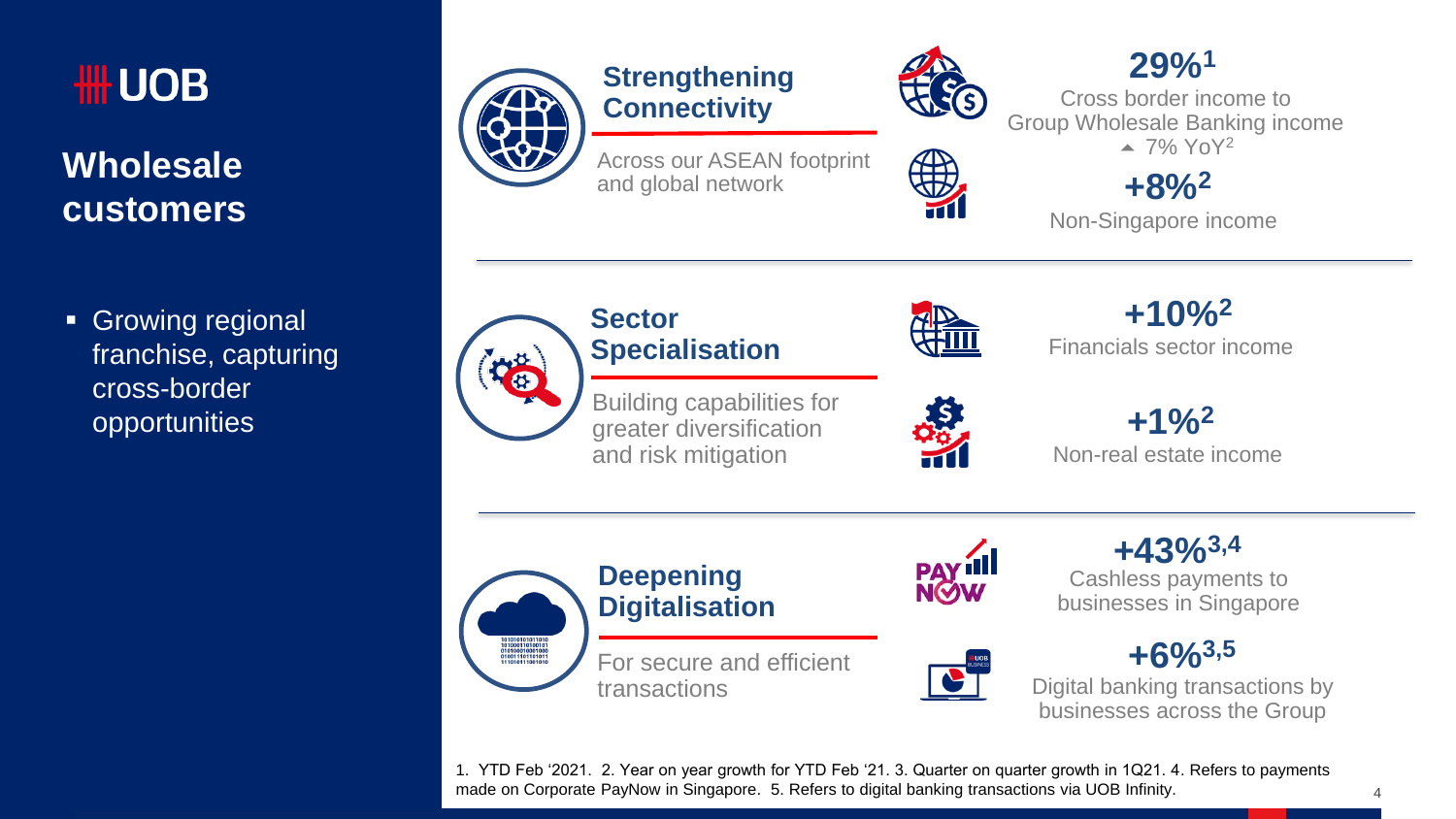# UOB

## Wholesale customers

- Growing regional franchise, capturing cross-border opportunities

### Strengthening Connectivity

Across our ASEAN footprint and global network

**29%**[1]
Cross border income to Group Wholesale Banking income
▲ 7% YoY[2]

**+8%**[2]
Non-Singapore income

### Sector Specialisation

Building capabilities for greater diversification and risk mitigation

**+10%**[2]
Financials sector income

**+1%**[2]
Non-real estate income

### Deepening Digitalisation

For secure and efficient transactions

**+43%**[3,4]
Cashless payments to businesses in Singapore

**+6%**[3,5]
Digital banking transactions by businesses across the Group

1. YTD Feb ‘2021. 2. Year on year growth for YTD Feb ‘21. 3. Quarter on quarter growth in 1Q21. 4. Refers to payments made on Corporate PayNow in Singapore. 5. Refers to digital banking transactions via UOB Infinity.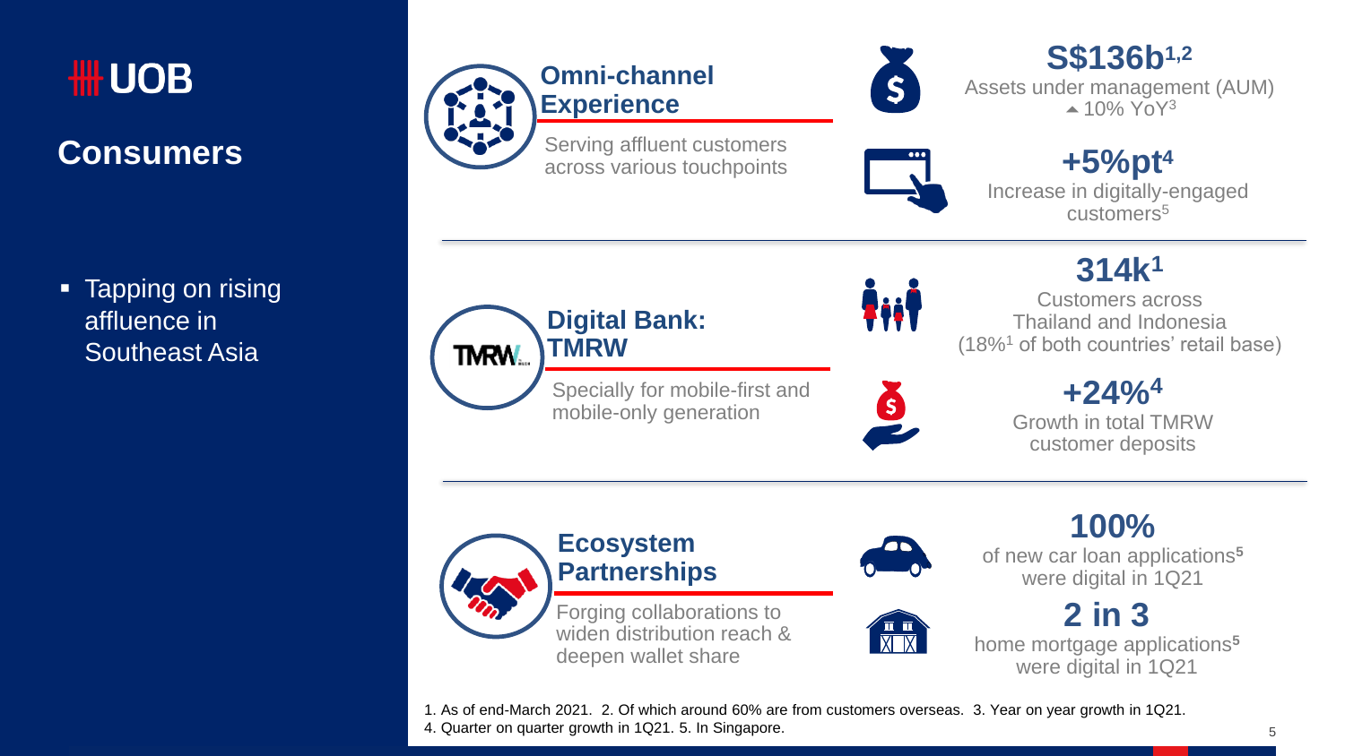# Consumers

- Tapping on rising affluence in Southeast Asia

## Omni-channel Experience

Serving affluent customers across various touchpoints

**S$136b**[1,2]
Assets under management (AUM)
▲10% YoY[3]

**+5%pt**[4]
Increase in digitally-engaged customers[5]

## Digital Bank: TMRW

Specially for mobile-first and mobile-only generation

**314k**[1]
Customers across Thailand and Indonesia
(18%[1] of both countries' retail base)

**+24%**[4]
Growth in total TMRW customer deposits

## Ecosystem Partnerships

Forging collaborations to widen distribution reach & deepen wallet share

**100%**
of new car loan applications[5] were digital in 1Q21

**2 in 3**
home mortgage applications[5] were digital in 1Q21

1. As of end-March 2021. 2. Of which around 60% are from customers overseas. 3. Year on year growth in 1Q21.
4. Quarter on quarter growth in 1Q21. 5. In Singapore.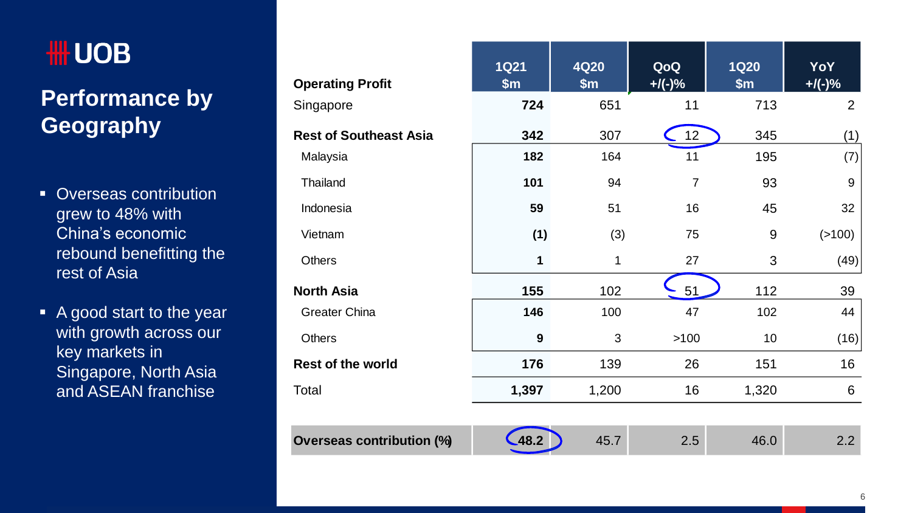# UOB

## Performance by Geography

- Overseas contribution grew to 48% with China's economic rebound benefitting the rest of Asia
- A good start to the year with growth across our key markets in Singapore, North Asia and ASEAN franchise

| Operating Profit | 1Q21 $m | 4Q20 $m | QoQ +/(-)% | 1Q20 $m | YoY +/(-)% |
|---|---|---|---|---|---|
| Singapore | **724** | 651 | 11 | 713 | 2 |
| **Rest of Southeast Asia** | **342** | 307 | 12 | 345 | (1) |
| Malaysia | **182** | 164 | 11 | 195 | (7) |
| Thailand | **101** | 94 | 7 | 93 | 9 |
| Indonesia | **59** | 51 | 16 | 45 | 32 |
| Vietnam | **(1)** | (3) | 75 | 9 | (>100) |
| Others | **1** | 1 | 27 | 3 | (49) |
| **North Asia** | **155** | 102 | 51 | 112 | 39 |
| Greater China | **146** | 100 | 47 | 102 | 44 |
| Others | **9** | 3 | >100 | 10 | (16) |
| **Rest of the world** | **176** | 139 | 26 | 151 | 16 |
| Total | **1,397** | 1,200 | 16 | 1,320 | 6 |
| **Overseas contribution (%)** | **48.2** | 45.7 | 2.5 | 46.0 | 2.2 |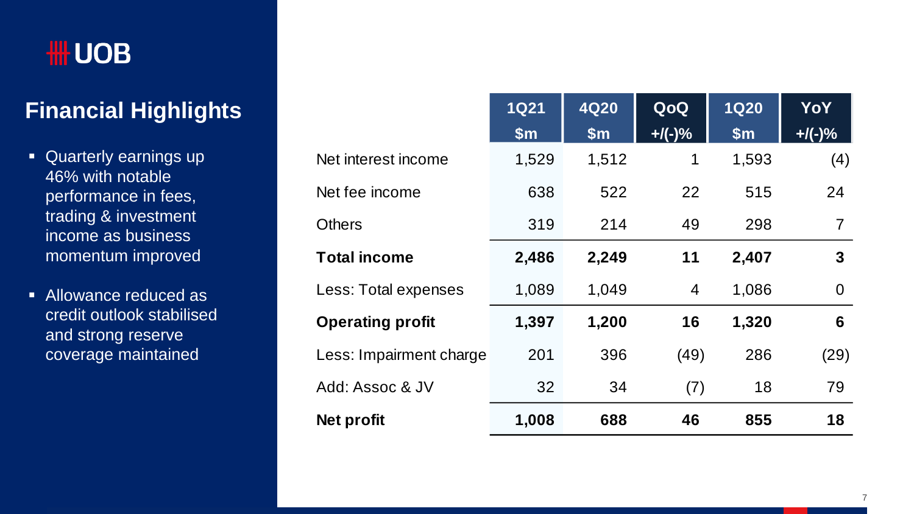UOB

# Financial Highlights

- Quarterly earnings up 46% with notable performance in fees, trading & investment income as business momentum improved
- Allowance reduced as credit outlook stabilised and strong reserve coverage maintained

| | 1Q21 $m | 4Q20 $m | QoQ +/(-)% | 1Q20 $m | YoY +/(-)% |
|---|---|---|---|---|---|
| Net interest income | 1,529 | 1,512 | 1 | 1,593 | (4) |
| Net fee income | 638 | 522 | 22 | 515 | 24 |
| Others | 319 | 214 | 49 | 298 | 7 |
| **Total income** | **2,486** | **2,249** | **11** | **2,407** | **3** |
| Less: Total expenses | 1,089 | 1,049 | 4 | 1,086 | 0 |
| **Operating profit** | **1,397** | **1,200** | **16** | **1,320** | **6** |
| Less: Impairment charge | 201 | 396 | (49) | 286 | (29) |
| Add: Assoc & JV | 32 | 34 | (7) | 18 | 79 |
| **Net profit** | **1,008** | **688** | **46** | **855** | **18** |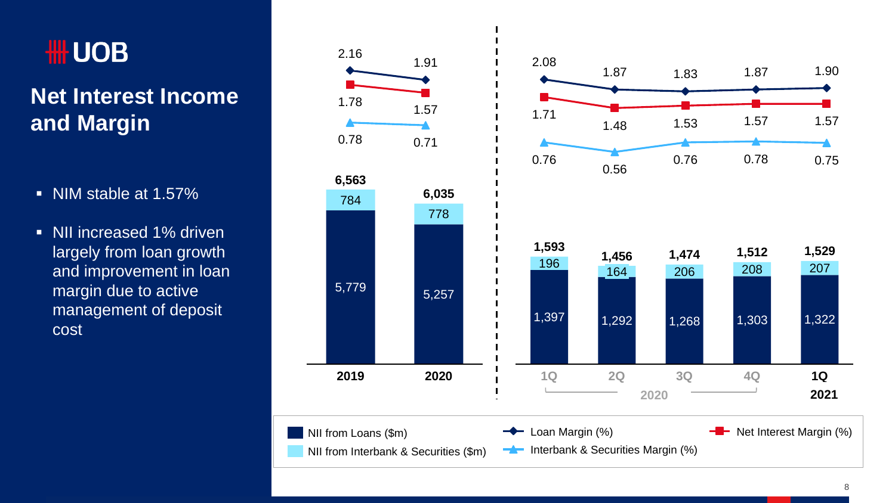UOB

# Net Interest Income and Margin

- NIM stable at 1.57%
- NII increased 1% driven largely from loan growth and improvement in loan margin due to active management of deposit cost

| | 2019 | 2020 | 1Q 2020 | 2Q 2020 | 3Q 2020 | 4Q 2020 | 1Q 2021 |
|---|---|---|---|---|---|---|---|
| Loan Margin (%) | 2.16 | 1.91 | 2.08 | 1.87 | 1.83 | 1.87 | 1.90 |
| Net Interest Margin (%) | 1.78 | 1.57 | 1.71 | 1.48 | 1.53 | 1.57 | 1.57 |
| Interbank & Securities Margin (%) | 0.78 | 0.71 | 0.76 | 0.56 | 0.76 | 0.78 | 0.75 |
| NII from Interbank & Securities ($m) | 784 | 778 | 196 | 164 | 206 | 208 | 207 |
| NII from Loans ($m) | 5,779 | 5,257 | 1,397 | 1,292 | 1,268 | 1,303 | 1,322 |
| Total | 6,563 | 6,035 | 1,593 | 1,456 | 1,474 | 1,512 | 1,529 |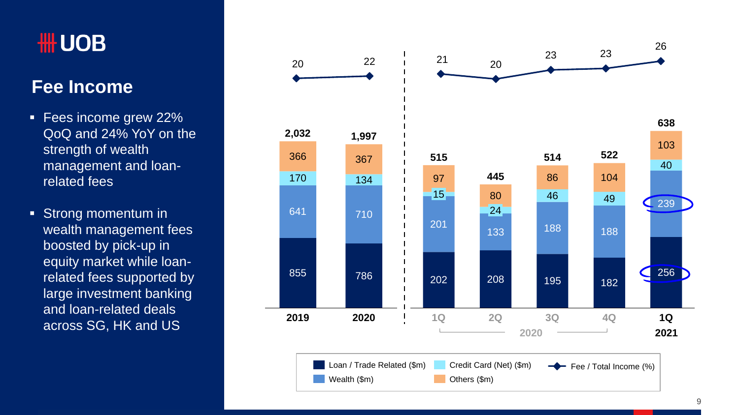# Fee Income

- Fees income grew 22% QoQ and 24% YoY on the strength of wealth management and loan-related fees
- Strong momentum in wealth management fees boosted by pick-up in equity market while loan-related fees supported by large investment banking and loan-related deals across SG, HK and US

| | 2019 | 2020 | 1Q 2020 | 2Q 2020 | 3Q 2020 | 4Q 2020 | 1Q 2021 |
|---|---|---|---|---|---|---|---|
| Loan / Trade Related ($m) | 855 | 786 | 202 | 208 | 195 | 182 | 256 |
| Wealth ($m) | 641 | 710 | 201 | 133 | 188 | 188 | 239 |
| Credit Card (Net) ($m) | 170 | 134 | 15 | 24 | 46 | 49 | 40 |
| Others ($m) | 366 | 367 | 97 | 80 | 86 | 104 | 103 |
| Total ($m) | 2,032 | 1,997 | 515 | 445 | 514 | 522 | 638 |
| Fee / Total Income (%) | 20 | 22 | 21 | 20 | 23 | 23 | 26 |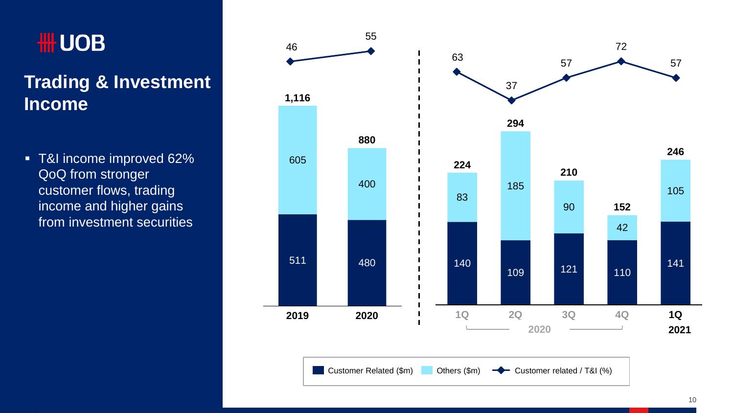## Trading & Investment Income

- T&I income improved 62% QoQ from stronger customer flows, trading income and higher gains from investment securities

| | 2019 | 2020 | 1Q 2020 | 2Q 2020 | 3Q 2020 | 4Q 2020 | 1Q 2021 |
|---|---|---|---|---|---|---|---|
| Customer Related ($m) | 511 | 480 | 140 | 109 | 121 | 110 | 141 |
| Others ($m) | 605 | 400 | 83 | 185 | 90 | 42 | 105 |
| Total ($m) | 1,116 | 880 | 224 | 294 | 210 | 152 | 246 |
| Customer related / T&I (%) | 46 | 55 | 63 | 37 | 57 | 72 | 57 |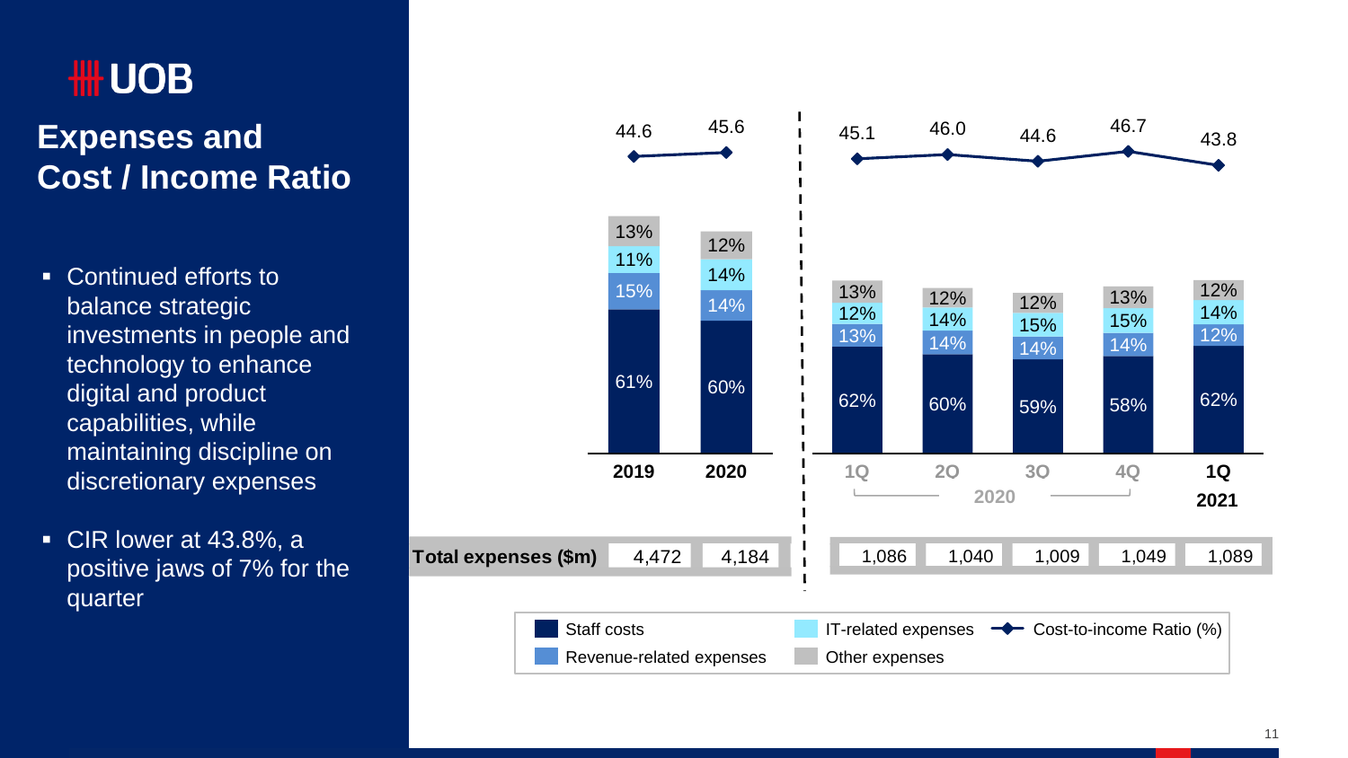# UOB

## Expenses and Cost / Income Ratio

- Continued efforts to balance strategic investments in people and technology to enhance digital and product capabilities, while maintaining discipline on discretionary expenses
- CIR lower at 43.8%, a positive jaws of 7% for the quarter

| | 2019 | 2020 | 1Q 2020 | 2Q 2020 | 3Q 2020 | 4Q 2020 | 1Q 2021 |
|---|---|---|---|---|---|---|---|
| Cost-to-income Ratio (%) | 44.6 | 45.6 | 45.1 | 46.0 | 44.6 | 46.7 | 43.8 |
| Other expenses | 13% | 12% | 13% | 12% | 12% | 13% | 12% |
| IT-related expenses | 11% | 14% | 12% | 14% | 15% | 15% | 14% |
| Revenue-related expenses | 15% | 14% | 13% | 14% | 14% | 14% | 12% |
| Staff costs | 61% | 60% | 62% | 60% | 59% | 58% | 62% |
| Total expenses ($m) | 4,472 | 4,184 | 1,086 | 1,040 | 1,009 | 1,049 | 1,089 |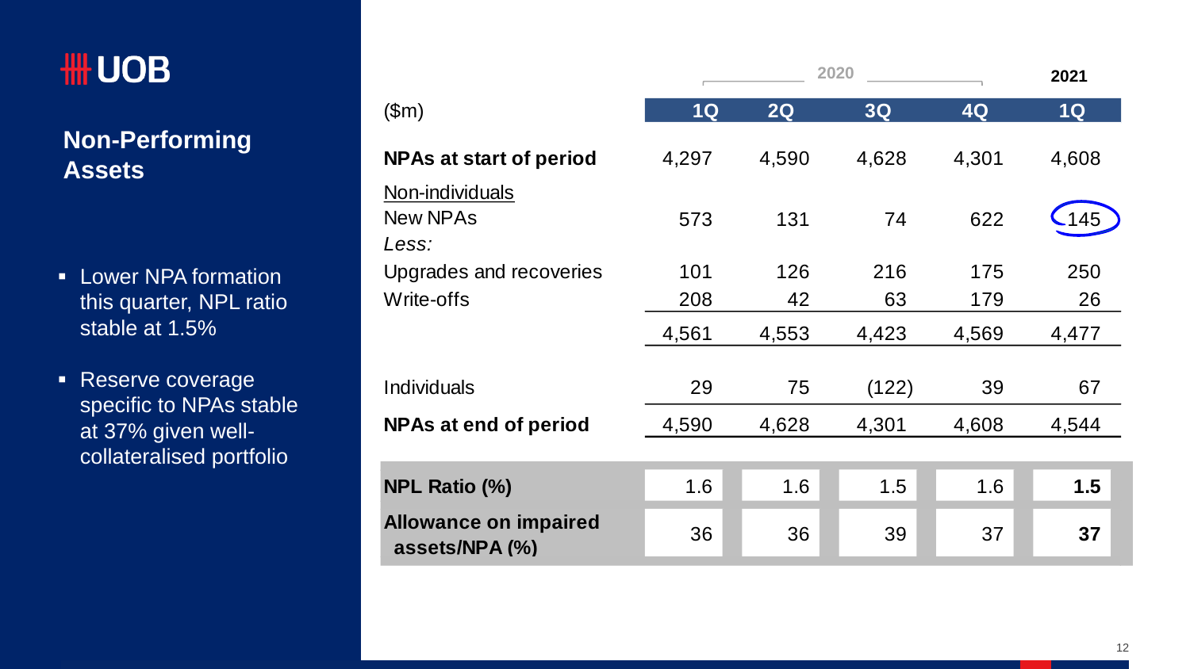## Non-Performing Assets

- Lower NPA formation this quarter, NPL ratio stable at 1.5%
- Reserve coverage specific to NPAs stable at 37% given well-collateralised portfolio

| ($m) | 2020 1Q | 2020 2Q | 2020 3Q | 2020 4Q | 2021 1Q |
|---|---|---|---|---|---|
| **NPAs at start of period** | 4,297 | 4,590 | 4,628 | 4,301 | 4,608 |
| Non-individuals | | | | | |
| New NPAs | 573 | 131 | 74 | 622 | 145 |
| *Less:* | | | | | |
| Upgrades and recoveries | 101 | 126 | 216 | 175 | 250 |
| Write-offs | 208 | 42 | 63 | 179 | 26 |
| | 4,561 | 4,553 | 4,423 | 4,569 | 4,477 |
| Individuals | 29 | 75 | (122) | 39 | 67 |
| **NPAs at end of period** | 4,590 | 4,628 | 4,301 | 4,608 | 4,544 |
| **NPL Ratio (%)** | 1.6 | 1.6 | 1.5 | 1.6 | **1.5** |
| **Allowance on impaired assets/NPA (%)** | 36 | 36 | 39 | 37 | **37** |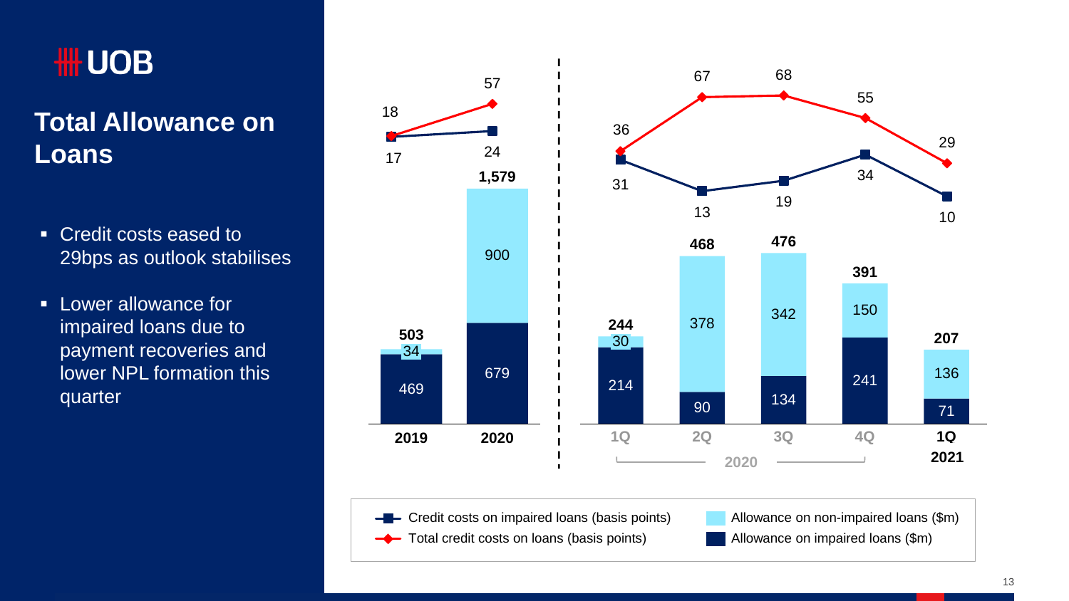# Total Allowance on Loans

- Credit costs eased to 29bps as outlook stabilises
- Lower allowance for impaired loans due to payment recoveries and lower NPL formation this quarter

| | 2019 | 2020 | 1Q 2020 | 2Q 2020 | 3Q 2020 | 4Q 2020 | 1Q 2021 |
|---|---|---|---|---|---|---|---|
| Credit costs on impaired loans (basis points) | 17 | 24 | 31 | 13 | 19 | 34 | 10 |
| Total credit costs on loans (basis points) | 18 | 57 | 36 | 67 | 68 | 55 | 29 |
| Allowance on non-impaired loans ($m) | 34 | 900 | 30 | 378 | 342 | 150 | 136 |
| Allowance on impaired loans ($m) | 469 | 679 | 214 | 90 | 134 | 241 | 71 |
| Total ($m) | 503 | 1,579 | 244 | 468 | 476 | 391 | 207 |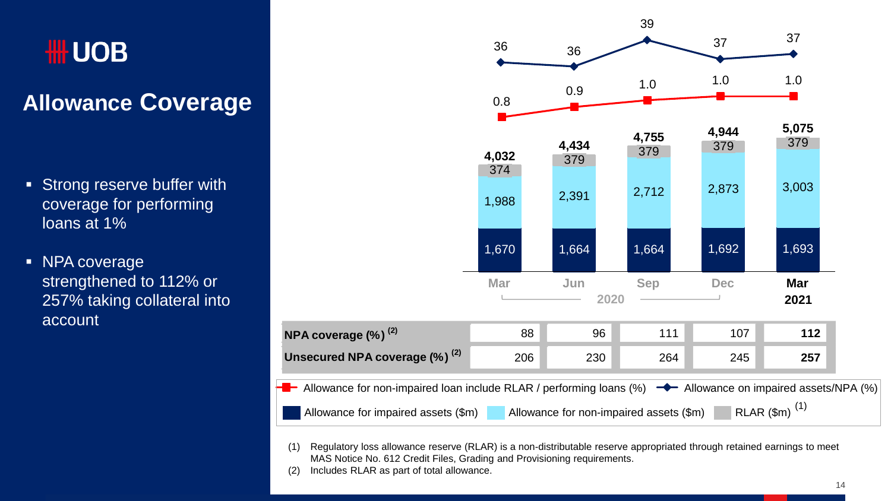# Allowance Coverage

- Strong reserve buffer with coverage for performing loans at 1%
- NPA coverage strengthened to 112% or 257% taking collateral into account

| | Mar 2020 | Jun 2020 | Sep 2020 | Dec 2020 | Mar 2021 |
|---|---|---|---|---|---|
| Allowance on impaired assets/NPA (%) | 36 | 36 | 39 | 37 | 37 |
| Allowance for non-impaired loan include RLAR / performing loans (%) | 0.8 | 0.9 | 1.0 | 1.0 | 1.0 |
| Total allowance ($m) | 4,032 | 4,434 | 4,755 | 4,944 | **5,075** |
| RLAR ($m)[1] | 374 | 379 | 379 | 379 | 379 |
| Allowance for non-impaired assets ($m) | 1,988 | 2,391 | 2,712 | 2,873 | 3,003 |
| Allowance for impaired assets ($m) | 1,670 | 1,664 | 1,664 | 1,692 | 1,693 |

| | Mar 2020 | Jun 2020 | Sep 2020 | Dec 2020 | Mar 2021 |
|---|---|---|---|---|---|
| **NPA coverage (%)**[2] | 88 | 96 | 111 | 107 | **112** |
| **Unsecured NPA coverage (%)**[2] | 206 | 230 | 264 | 245 | **257** |

(1) Regulatory loss allowance reserve (RLAR) is a non-distributable reserve appropriated through retained earnings to meet MAS Notice No. 612 Credit Files, Grading and Provisioning requirements.

(2) Includes RLAR as part of total allowance.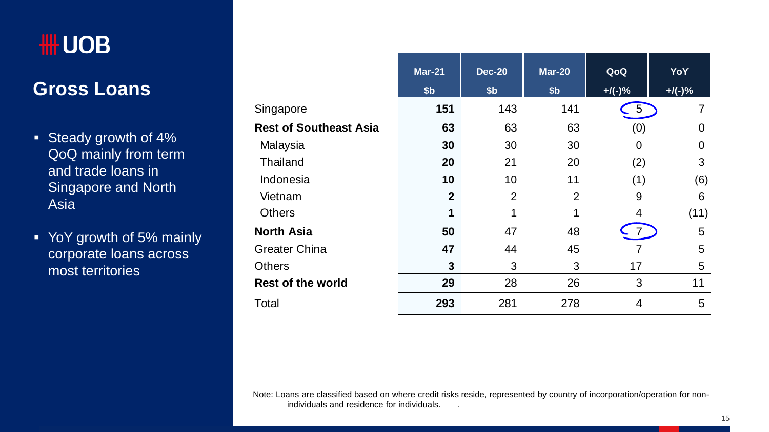UOB

## Gross Loans

- Steady growth of 4% QoQ mainly from term and trade loans in Singapore and North Asia
- YoY growth of 5% mainly corporate loans across most territories

| | Mar-21 $b | Dec-20 $b | Mar-20 $b | QoQ +/(-)% | YoY +/(-)% |
|---|---|---|---|---|---|
| Singapore | **151** | 143 | 141 | 5 | 7 |
| **Rest of Southeast Asia** | **63** | 63 | 63 | (0) | 0 |
| Malaysia | **30** | 30 | 30 | 0 | 0 |
| Thailand | **20** | 21 | 20 | (2) | 3 |
| Indonesia | **10** | 10 | 11 | (1) | (6) |
| Vietnam | **2** | 2 | 2 | 9 | 6 |
| Others | **1** | 1 | 1 | 4 | (11) |
| **North Asia** | **50** | 47 | 48 | 7 | 5 |
| Greater China | **47** | 44 | 45 | 7 | 5 |
| Others | **3** | 3 | 3 | 17 | 5 |
| **Rest of the world** | **29** | 28 | 26 | 3 | 11 |
| Total | **293** | 281 | 278 | 4 | 5 |

Note: Loans are classified based on where credit risks reside, represented by country of incorporation/operation for non-individuals and residence for individuals.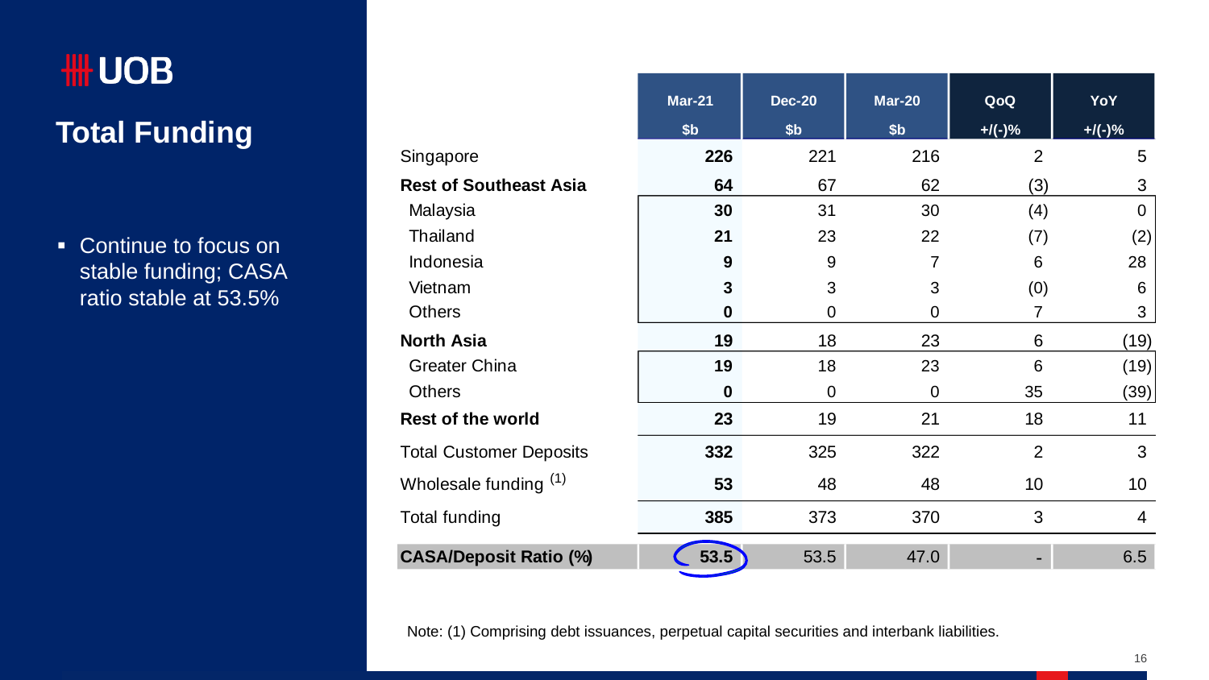# UOB

## Total Funding

- Continue to focus on stable funding; CASA ratio stable at 53.5%

| | Mar-21 $b | Dec-20 $b | Mar-20 $b | QoQ +/(-)% | YoY +/(-)% |
|---|---|---|---|---|---|
| Singapore | **226** | 221 | 216 | 2 | 5 |
| **Rest of Southeast Asia** | **64** | 67 | 62 | (3) | 3 |
| Malaysia | **30** | 31 | 30 | (4) | 0 |
| Thailand | **21** | 23 | 22 | (7) | (2) |
| Indonesia | **9** | 9 | 7 | 6 | 28 |
| Vietnam | **3** | 3 | 3 | (0) | 6 |
| Others | **0** | 0 | 0 | 7 | 3 |
| **North Asia** | **19** | 18 | 23 | 6 | (19) |
| Greater China | **19** | 18 | 23 | 6 | (19) |
| Others | **0** | 0 | 0 | 35 | (39) |
| **Rest of the world** | **23** | 19 | 21 | 18 | 11 |
| Total Customer Deposits | **332** | 325 | 322 | 2 | 3 |
| Wholesale funding [1] | **53** | 48 | 48 | 10 | 10 |
| Total funding | **385** | 373 | 370 | 3 | 4 |
| **CASA/Deposit Ratio (%)** | **53.5** | 53.5 | 47.0 | - | 6.5 |

Note: (1) Comprising debt issuances, perpetual capital securities and interbank liabilities.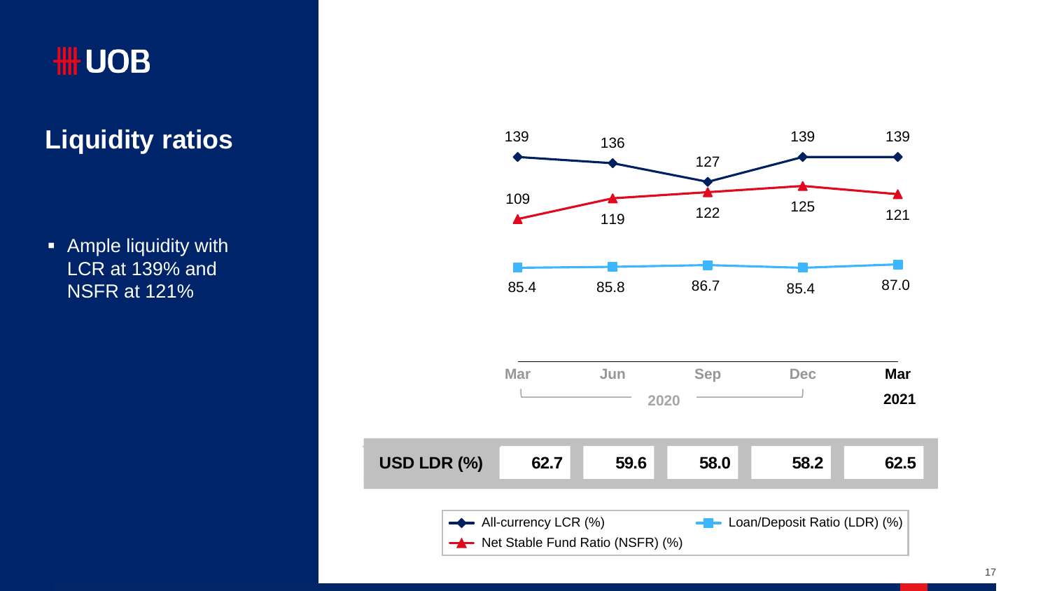# Liquidity ratios

- Ample liquidity with LCR at 139% and NSFR at 121%

| | Mar 2020 | Jun 2020 | Sep 2020 | Dec 2020 | Mar 2021 |
|---|---|---|---|---|---|
| All-currency LCR (%) | 139 | 136 | 127 | 139 | 139 |
| Net Stable Fund Ratio (NSFR) (%) | 109 | 119 | 122 | 125 | 121 |
| Loan/Deposit Ratio (LDR) (%) | 85.4 | 85.8 | 86.7 | 85.4 | 87.0 |
| USD LDR (%) | 62.7 | 59.6 | 58.0 | 58.2 | 62.5 |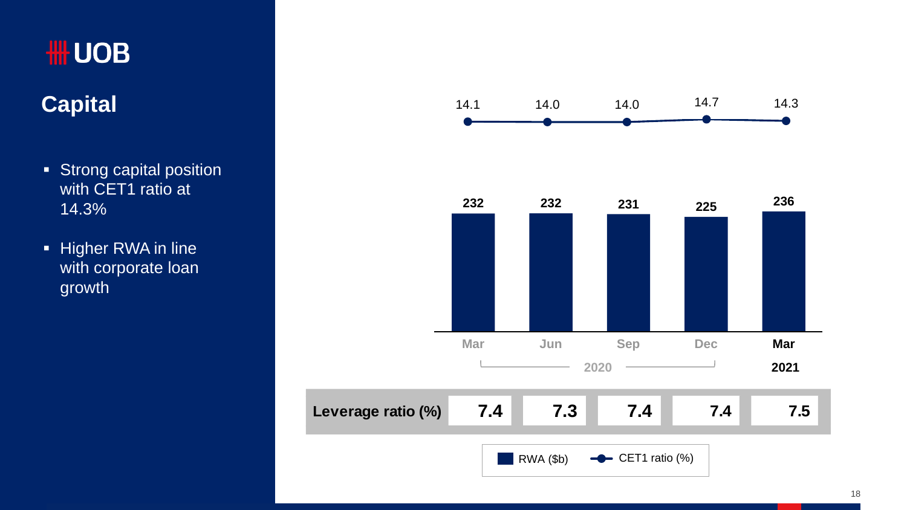# Capital

- Strong capital position with CET1 ratio at 14.3%
- Higher RWA in line with corporate loan growth

| | Mar 2020 | Jun 2020 | Sep 2020 | Dec 2020 | Mar 2021 |
|---|---|---|---|---|---|
| CET1 ratio (%) | 14.1 | 14.0 | 14.0 | 14.7 | 14.3 |
| RWA ($b) | 232 | 232 | 231 | 225 | 236 |
| Leverage ratio (%) | 7.4 | 7.3 | 7.4 | 7.4 | 7.5 |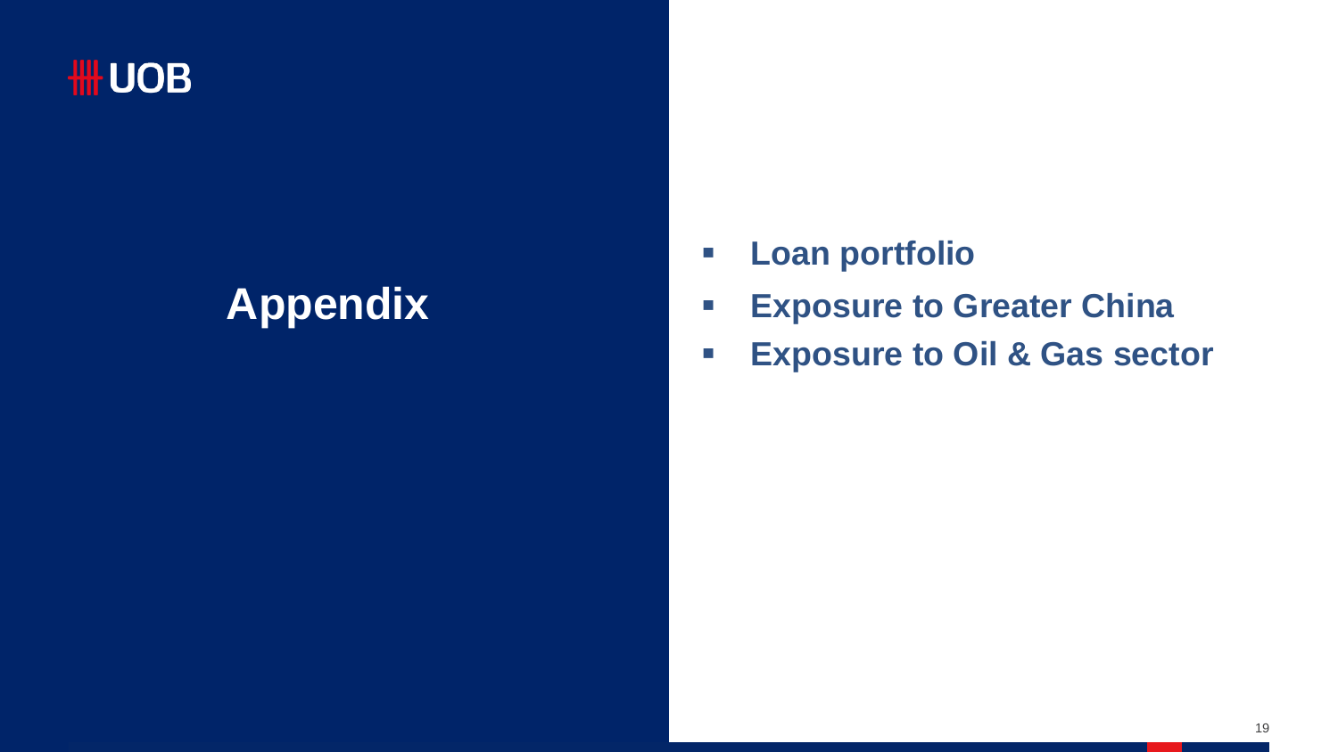UOB

# Appendix

- **Loan portfolio**
- **Exposure to Greater China**
- **Exposure to Oil & Gas sector**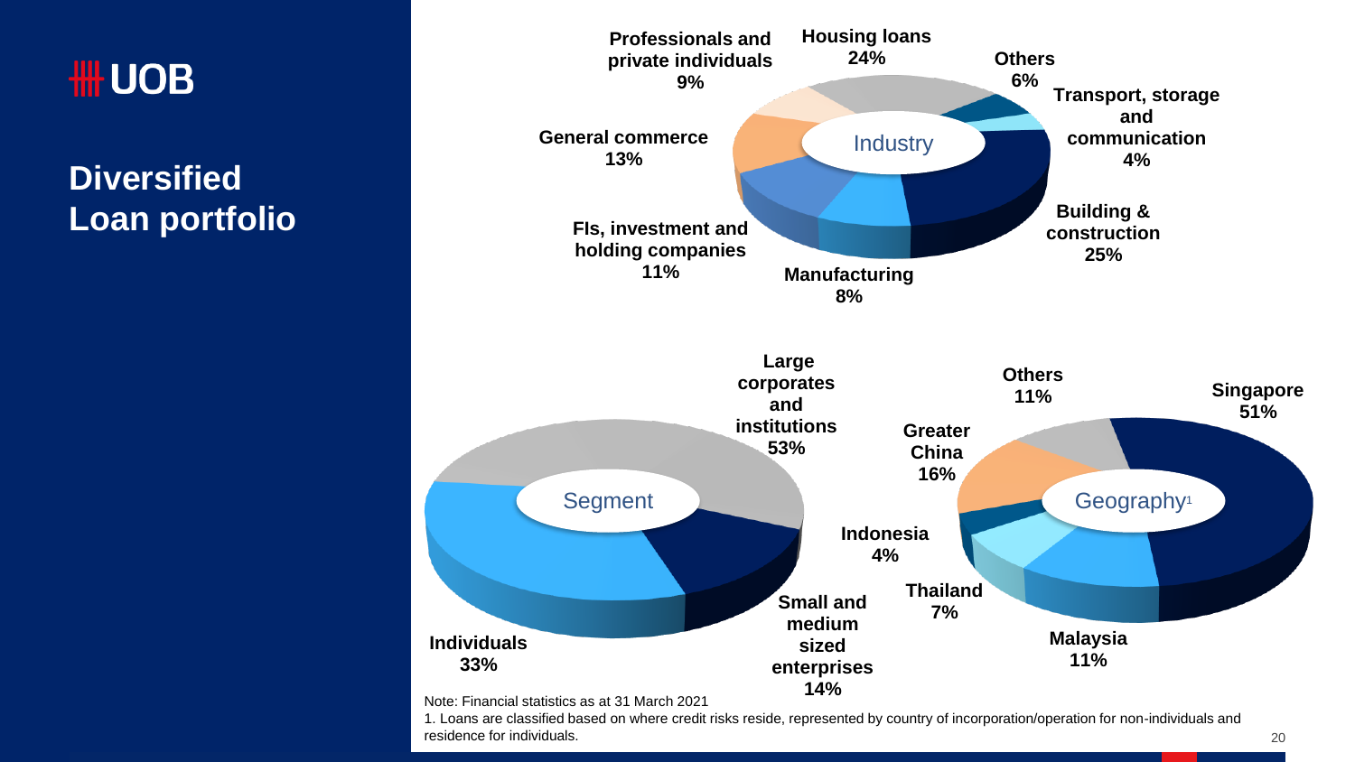# Diversified Loan portfolio

**Industry**

| Industry | % |
|---|---|
| Housing loans | 24% |
| Others | 6% |
| Transport, storage and communication | 4% |
| Building & construction | 25% |
| Manufacturing | 8% |
| FIs, investment and holding companies | 11% |
| General commerce | 13% |
| Professionals and private individuals | 9% |

**Segment**

| Segment | % |
|---|---|
| Large corporates and institutions | 53% |
| Small and medium sized enterprises | 14% |
| Individuals | 33% |

**Geography**[1]

| Geography | % |
|---|---|
| Singapore | 51% |
| Malaysia | 11% |
| Thailand | 7% |
| Indonesia | 4% |
| Greater China | 16% |
| Others | 11% |

Note: Financial statistics as at 31 March 2021

1. Loans are classified based on where credit risks reside, represented by country of incorporation/operation for non-individuals and residence for individuals.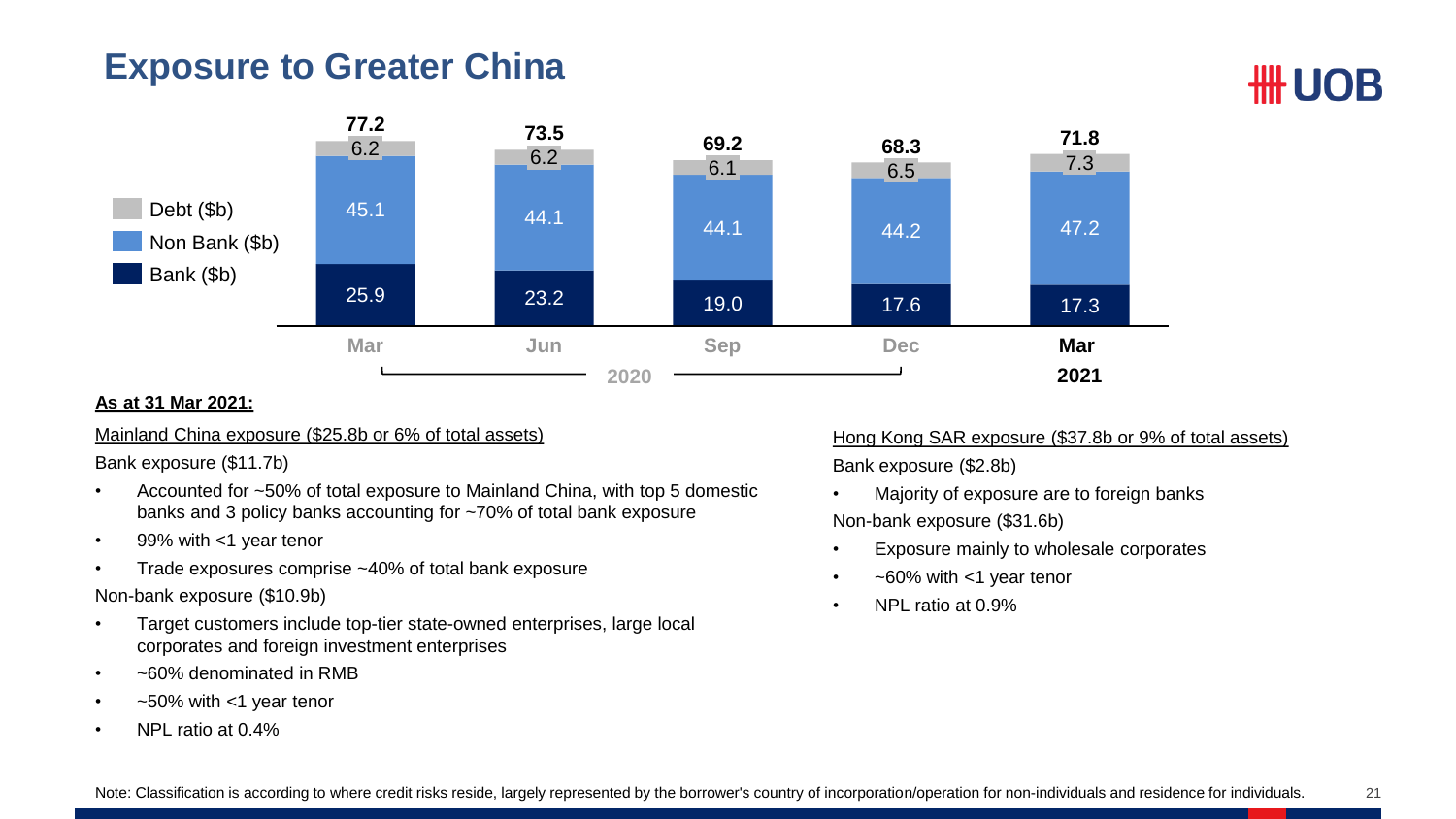# Exposure to Greater China

| | Mar 2020 | Jun 2020 | Sep 2020 | Dec 2020 | Mar 2021 |
|---|---|---|---|---|---|
| Debt ($b) | 6.2 | 6.2 | 6.1 | 6.5 | 7.3 |
| Non Bank ($b) | 45.1 | 44.1 | 44.1 | 44.2 | 47.2 |
| Bank ($b) | 25.9 | 23.2 | 19.0 | 17.6 | 17.3 |
| Total | 77.2 | 73.5 | 69.2 | 68.3 | 71.8 |

**As at 31 Mar 2021:**

Mainland China exposure ($25.8b or 6% of total assets)

Bank exposure ($11.7b)

- Accounted for ~50% of total exposure to Mainland China, with top 5 domestic banks and 3 policy banks accounting for ~70% of total bank exposure
- 99% with <1 year tenor
- Trade exposures comprise ~40% of total bank exposure

Non-bank exposure ($10.9b)

- Target customers include top-tier state-owned enterprises, large local corporates and foreign investment enterprises
- ~60% denominated in RMB
- ~50% with <1 year tenor
- NPL ratio at 0.4%

Hong Kong SAR exposure ($37.8b or 9% of total assets)

Bank exposure ($2.8b)

- Majority of exposure are to foreign banks

Non-bank exposure ($31.6b)

- Exposure mainly to wholesale corporates
- ~60% with <1 year tenor
- NPL ratio at 0.9%

Note: Classification is according to where credit risks reside, largely represented by the borrower's country of incorporation/operation for non-individuals and residence for individuals.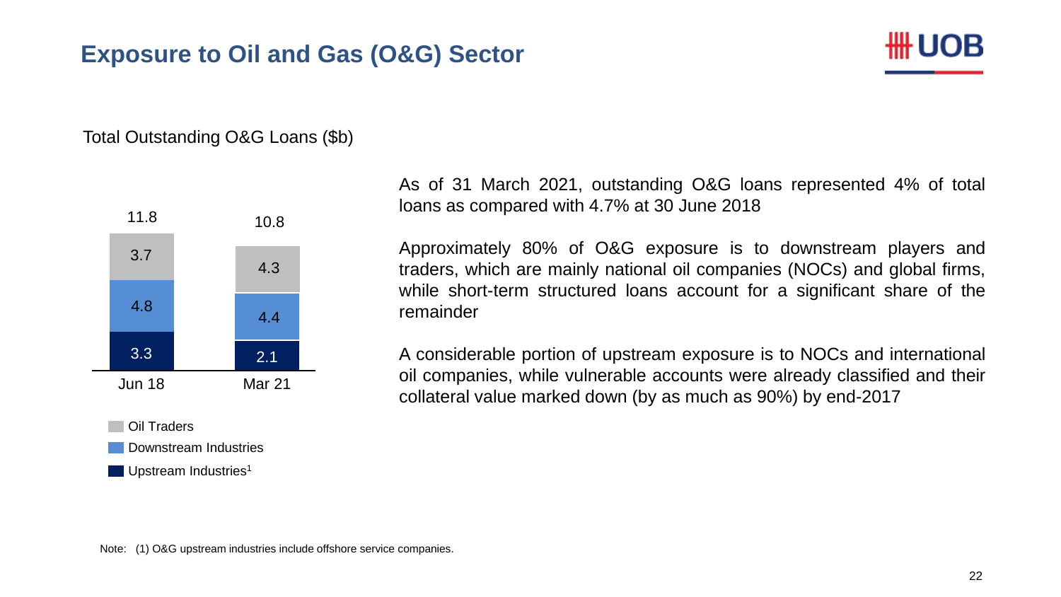# Exposure to Oil and Gas (O&G) Sector

Total Outstanding O&G Loans ($b)

11.8

3.7

4.8

3.3

Jun 18

10.8

4.3

4.4

2.1

Mar 21

Oil Traders

Downstream Industries

Upstream Industries[1]

As of 31 March 2021, outstanding O&G loans represented 4% of total loans as compared with 4.7% at 30 June 2018

Approximately 80% of O&G exposure is to downstream players and traders, which are mainly national oil companies (NOCs) and global firms, while short-term structured loans account for a significant share of the remainder

A considerable portion of upstream exposure is to NOCs and international oil companies, while vulnerable accounts were already classified and their collateral value marked down (by as much as 90%) by end-2017

Note: (1) O&G upstream industries include offshore service companies.